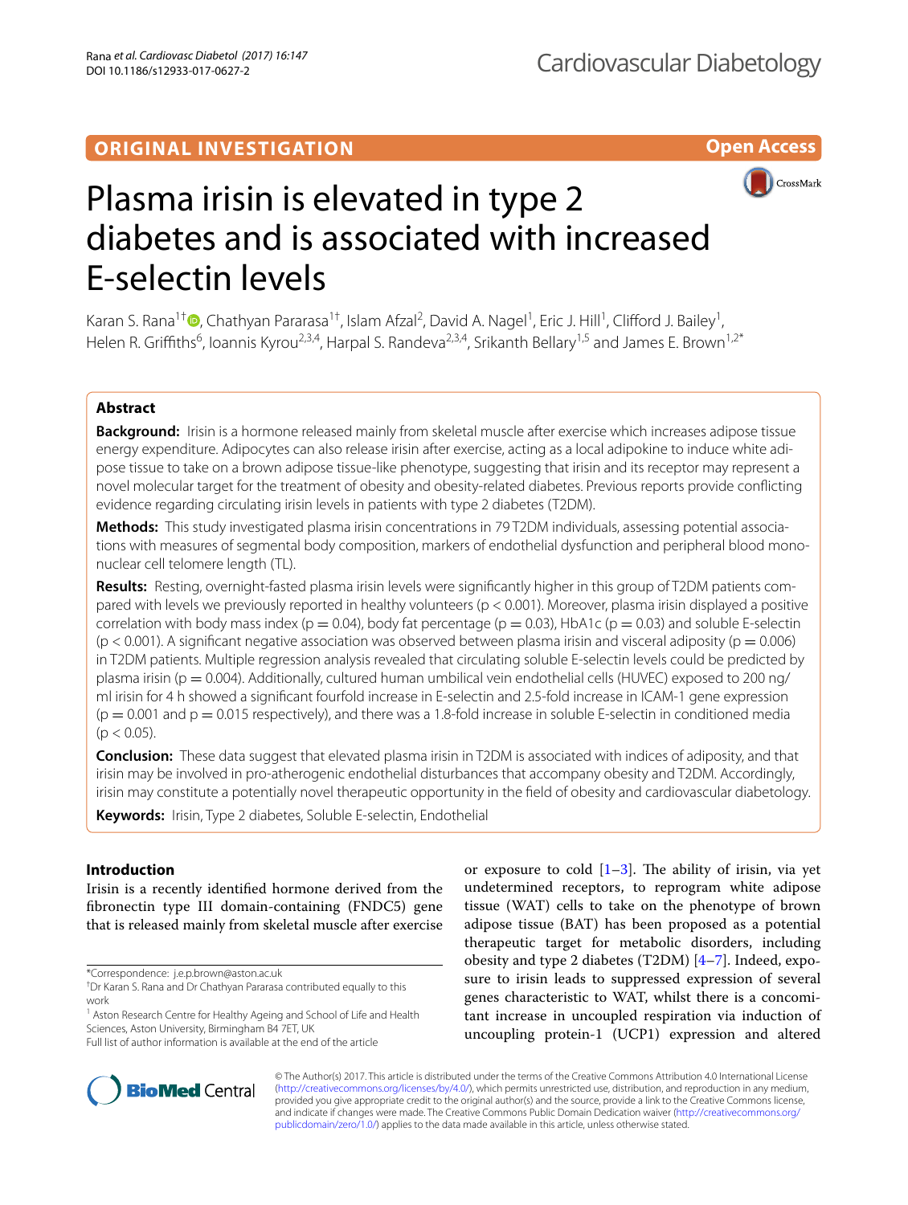ORIGINAL INVESTIGATION

Open Access

# Plasma irisin is elevated in type 2 diabetes and is associated with increased E-selectin levels

Karan S. Rana[1†], Chathyan Pararasa[1†], Islam Afzal[2], David A. Nagel[1], Eric J. Hill[1], Clifford J. Bailey[1], Helen R. Griffiths[6], Ioannis Kyrou[2,3,4], Harpal S. Randeva[2,3,4], Srikanth Bellary[1,5] and James E. Brown[1,2*]

## Abstract

**Background:** Irisin is a hormone released mainly from skeletal muscle after exercise which increases adipose tissue energy expenditure. Adipocytes can also release irisin after exercise, acting as a local adipokine to induce white adipose tissue to take on a brown adipose tissue-like phenotype, suggesting that irisin and its receptor may represent a novel molecular target for the treatment of obesity and obesity-related diabetes. Previous reports provide conflicting evidence regarding circulating irisin levels in patients with type 2 diabetes (T2DM).

**Methods:** This study investigated plasma irisin concentrations in 79 T2DM individuals, assessing potential associations with measures of segmental body composition, markers of endothelial dysfunction and peripheral blood mononuclear cell telomere length (TL).

**Results:** Resting, overnight-fasted plasma irisin levels were significantly higher in this group of T2DM patients compared with levels we previously reported in healthy volunteers ($p < 0.001$). Moreover, plasma irisin displayed a positive correlation with body mass index ($p = 0.04$), body fat percentage ($p = 0.03$), HbA1c ($p = 0.03$) and soluble E-selectin ($p < 0.001$). A significant negative association was observed between plasma irisin and visceral adiposity ($p = 0.006$) in T2DM patients. Multiple regression analysis revealed that circulating soluble E-selectin levels could be predicted by plasma irisin ($p = 0.004$). Additionally, cultured human umbilical vein endothelial cells (HUVEC) exposed to 200 ng/ml irisin for 4 h showed a significant fourfold increase in E-selectin and 2.5-fold increase in ICAM-1 gene expression ($p = 0.001$ and $p = 0.015$ respectively), and there was a 1.8-fold increase in soluble E-selectin in conditioned media ($p < 0.05$).

**Conclusion:** These data suggest that elevated plasma irisin in T2DM is associated with indices of adiposity, and that irisin may be involved in pro-atherogenic endothelial disturbances that accompany obesity and T2DM. Accordingly, irisin may constitute a potentially novel therapeutic opportunity in the field of obesity and cardiovascular diabetology.

**Keywords:** Irisin, Type 2 diabetes, Soluble E-selectin, Endothelial

## Introduction

Irisin is a recently identified hormone derived from the fibronectin type III domain-containing (FNDC5) gene that is released mainly from skeletal muscle after exercise or exposure to cold [1–3]. The ability of irisin, via yet undetermined receptors, to reprogram white adipose tissue (WAT) cells to take on the phenotype of brown adipose tissue (BAT) has been proposed as a potential therapeutic target for metabolic disorders, including obesity and type 2 diabetes (T2DM) [4–7]. Indeed, exposure to irisin leads to suppressed expression of several genes characteristic to WAT, whilst there is a concomitant increase in uncoupled respiration via induction of uncoupling protein-1 (UCP1) expression and altered

*Correspondence: j.e.p.brown@aston.ac.uk

†Dr Karan S. Rana and Dr Chathyan Pararasa contributed equally to this work

[1] Aston Research Centre for Healthy Ageing and School of Life and Health Sciences, Aston University, Birmingham B4 7ET, UK

Full list of author information is available at the end of the article

© The Author(s) 2017. This article is distributed under the terms of the Creative Commons Attribution 4.0 International License (http://creativecommons.org/licenses/by/4.0/), which permits unrestricted use, distribution, and reproduction in any medium, provided you give appropriate credit to the original author(s) and the source, provide a link to the Creative Commons license, and indicate if changes were made. The Creative Commons Public Domain Dedication waiver (http://creativecommons.org/publicdomain/zero/1.0/) applies to the data made available in this article, unless otherwise stated.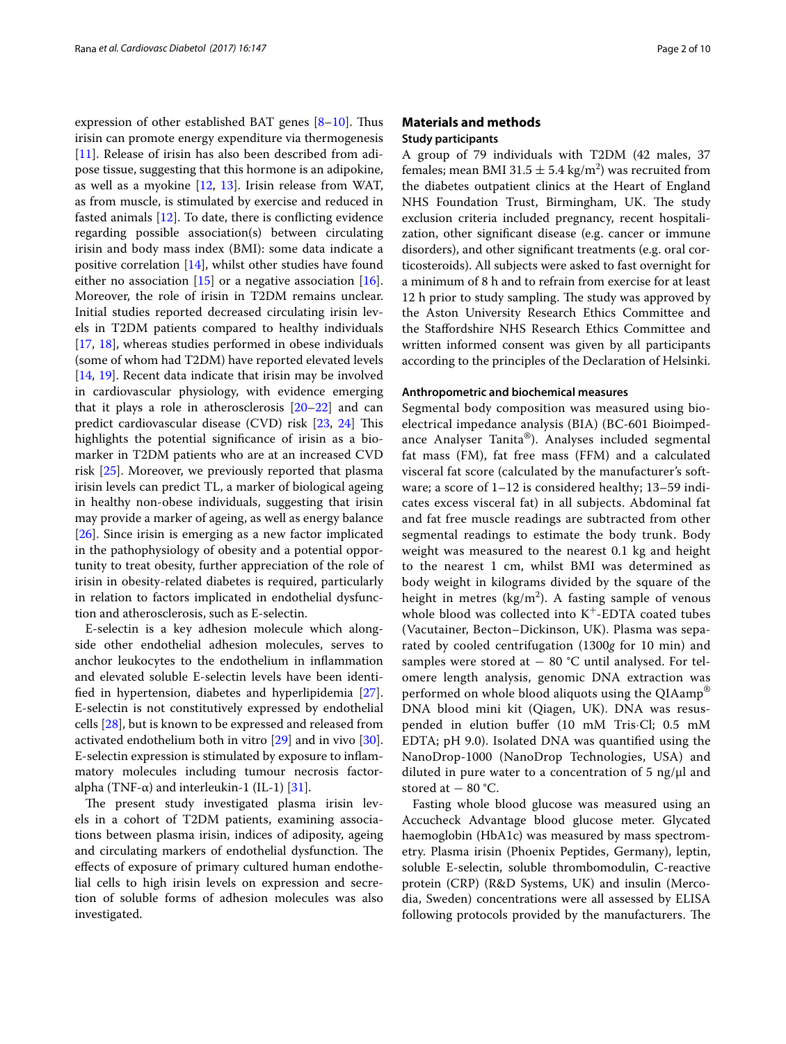expression of other established BAT genes [8–10]. Thus irisin can promote energy expenditure via thermogenesis [11]. Release of irisin has also been described from adipose tissue, suggesting that this hormone is an adipokine, as well as a myokine [12, 13]. Irisin release from WAT, as from muscle, is stimulated by exercise and reduced in fasted animals [12]. To date, there is conflicting evidence regarding possible association(s) between circulating irisin and body mass index (BMI): some data indicate a positive correlation [14], whilst other studies have found either no association [15] or a negative association [16]. Moreover, the role of irisin in T2DM remains unclear. Initial studies reported decreased circulating irisin levels in T2DM patients compared to healthy individuals [17, 18], whereas studies performed in obese individuals (some of whom had T2DM) have reported elevated levels [14, 19]. Recent data indicate that irisin may be involved in cardiovascular physiology, with evidence emerging that it plays a role in atherosclerosis [20–22] and can predict cardiovascular disease (CVD) risk [23, 24] This highlights the potential significance of irisin as a biomarker in T2DM patients who are at an increased CVD risk [25]. Moreover, we previously reported that plasma irisin levels can predict TL, a marker of biological ageing in healthy non-obese individuals, suggesting that irisin may provide a marker of ageing, as well as energy balance [26]. Since irisin is emerging as a new factor implicated in the pathophysiology of obesity and a potential opportunity to treat obesity, further appreciation of the role of irisin in obesity-related diabetes is required, particularly in relation to factors implicated in endothelial dysfunction and atherosclerosis, such as E-selectin.

E-selectin is a key adhesion molecule which alongside other endothelial adhesion molecules, serves to anchor leukocytes to the endothelium in inflammation and elevated soluble E-selectin levels have been identified in hypertension, diabetes and hyperlipidemia [27]. E-selectin is not constitutively expressed by endothelial cells [28], but is known to be expressed and released from activated endothelium both in vitro [29] and in vivo [30]. E-selectin expression is stimulated by exposure to inflammatory molecules including tumour necrosis factor-alpha (TNF-α) and interleukin-1 (IL-1) [31].

The present study investigated plasma irisin levels in a cohort of T2DM patients, examining associations between plasma irisin, indices of adiposity, ageing and circulating markers of endothelial dysfunction. The effects of exposure of primary cultured human endothelial cells to high irisin levels on expression and secretion of soluble forms of adhesion molecules was also investigated.

## Materials and methods

### Study participants

A group of 79 individuals with T2DM (42 males, 37 females; mean BMI $31.5 \pm 5.4$ kg/m$^2$) was recruited from the diabetes outpatient clinics at the Heart of England NHS Foundation Trust, Birmingham, UK. The study exclusion criteria included pregnancy, recent hospitalization, other significant disease (e.g. cancer or immune disorders), and other significant treatments (e.g. oral corticosteroids). All subjects were asked to fast overnight for a minimum of 8 h and to refrain from exercise for at least 12 h prior to study sampling. The study was approved by the Aston University Research Ethics Committee and the Staffordshire NHS Research Ethics Committee and written informed consent was given by all participants according to the principles of the Declaration of Helsinki.

### Anthropometric and biochemical measures

Segmental body composition was measured using bioelectrical impedance analysis (BIA) (BC-601 Bioimpedance Analyser Tanita®). Analyses included segmental fat mass (FM), fat free mass (FFM) and a calculated visceral fat score (calculated by the manufacturer's software; a score of 1–12 is considered healthy; 13–59 indicates excess visceral fat) in all subjects. Abdominal fat and fat free muscle readings are subtracted from other segmental readings to estimate the body trunk. Body weight was measured to the nearest 0.1 kg and height to the nearest 1 cm, whilst BMI was determined as body weight in kilograms divided by the square of the height in metres (kg/m$^2$). A fasting sample of venous whole blood was collected into $K^+$-EDTA coated tubes (Vacutainer, Becton–Dickinson, UK). Plasma was separated by cooled centrifugation (1300*g* for 10 min) and samples were stored at − 80 °C until analysed. For telomere length analysis, genomic DNA extraction was performed on whole blood aliquots using the QIAamp® DNA blood mini kit (Qiagen, UK). DNA was resuspended in elution buffer (10 mM Tris·Cl; 0.5 mM EDTA; pH 9.0). Isolated DNA was quantified using the NanoDrop-1000 (NanoDrop Technologies, USA) and diluted in pure water to a concentration of 5 ng/μl and stored at − 80 °C.

Fasting whole blood glucose was measured using an Accucheck Advantage blood glucose meter. Glycated haemoglobin (HbA1c) was measured by mass spectrometry. Plasma irisin (Phoenix Peptides, Germany), leptin, soluble E-selectin, soluble thrombomodulin, C-reactive protein (CRP) (R&D Systems, UK) and insulin (Mercodia, Sweden) concentrations were all assessed by ELISA following protocols provided by the manufacturers. The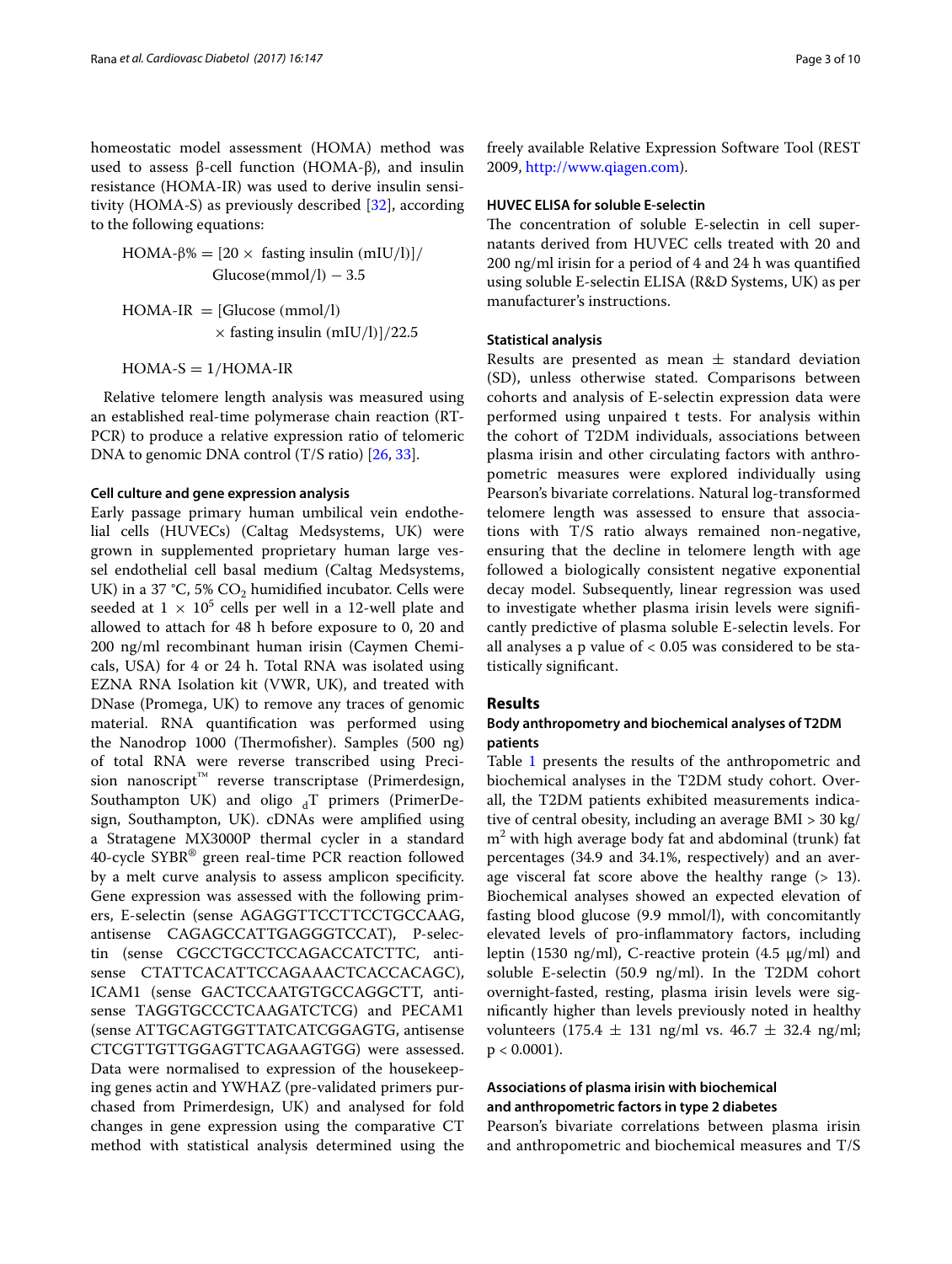homeostatic model assessment (HOMA) method was used to assess β-cell function (HOMA-β), and insulin resistance (HOMA-IR) was used to derive insulin sensitivity (HOMA-S) as previously described [32], according to the following equations:

$$\text{HOMA-}\beta\% = [20 \times \text{ fasting insulin (mIU/l)}]/\text{Glucose(mmol/l)} - 3.5$$

$$\text{HOMA-IR } = [\text{Glucose (mmol/l)} \times \text{fasting insulin (mIU/l)}]/22.5$$

$$\text{HOMA-S} = 1/\text{HOMA-IR}$$

Relative telomere length analysis was measured using an established real-time polymerase chain reaction (RT-PCR) to produce a relative expression ratio of telomeric DNA to genomic DNA control (T/S ratio) [26, 33].

#### Cell culture and gene expression analysis

Early passage primary human umbilical vein endothelial cells (HUVECs) (Caltag Medsystems, UK) were grown in supplemented proprietary human large vessel endothelial cell basal medium (Caltag Medsystems, UK) in a 37 °C, 5% $CO_2$ humidified incubator. Cells were seeded at $1 \times 10^5$ cells per well in a 12-well plate and allowed to attach for 48 h before exposure to 0, 20 and 200 ng/ml recombinant human irisin (Caymen Chemicals, USA) for 4 or 24 h. Total RNA was isolated using EZNA RNA Isolation kit (VWR, UK), and treated with DNase (Promega, UK) to remove any traces of genomic material. RNA quantification was performed using the Nanodrop 1000 (Thermofisher). Samples (500 ng) of total RNA were reverse transcribed using Precision nanoscript™ reverse transcriptase (Primerdesign, Southampton UK) and oligo $_d$T primers (PrimerDesign, Southampton, UK). cDNAs were amplified using a Stratagene MX3000P thermal cycler in a standard 40-cycle SYBR® green real-time PCR reaction followed by a melt curve analysis to assess amplicon specificity. Gene expression was assessed with the following primers, E-selectin (sense AGAGGTTCCTTCCTGCCAAG, antisense CAGAGCCATTGAGGGTCCAT), P-selectin (sense CGCCTGCCTCCAGACCATCTTC, antisense CTATTCACATTCCAGAAACTCACCACAGC), ICAM1 (sense GACTCCAATGTGCCAGGCTT, antisense TAGGTGCCCTCAAGATCTCG) and PECAM1 (sense ATTGCAGTGGTTATCATCGGAGTG, antisense CTCGTTGTTGGAGTTCAGAAGTGG) were assessed. Data were normalised to expression of the housekeeping genes actin and YWHAZ (pre-validated primers purchased from Primerdesign, UK) and analysed for fold changes in gene expression using the comparative CT method with statistical analysis determined using the freely available Relative Expression Software Tool (REST 2009, http://www.qiagen.com).

#### HUVEC ELISA for soluble E-selectin

The concentration of soluble E-selectin in cell supernatants derived from HUVEC cells treated with 20 and 200 ng/ml irisin for a period of 4 and 24 h was quantified using soluble E-selectin ELISA (R&D Systems, UK) as per manufacturer's instructions.

#### Statistical analysis

Results are presented as mean ± standard deviation (SD), unless otherwise stated. Comparisons between cohorts and analysis of E-selectin expression data were performed using unpaired t tests. For analysis within the cohort of T2DM individuals, associations between plasma irisin and other circulating factors with anthropometric measures were explored individually using Pearson's bivariate correlations. Natural log-transformed telomere length was assessed to ensure that associations with T/S ratio always remained non-negative, ensuring that the decline in telomere length with age followed a biologically consistent negative exponential decay model. Subsequently, linear regression was used to investigate whether plasma irisin levels were significantly predictive of plasma soluble E-selectin levels. For all analyses a p value of $< 0.05$ was considered to be statistically significant.

## Results

### Body anthropometry and biochemical analyses of T2DM patients

Table 1 presents the results of the anthropometric and biochemical analyses in the T2DM study cohort. Overall, the T2DM patients exhibited measurements indicative of central obesity, including an average BMI > 30 kg/$m^2$ with high average body fat and abdominal (trunk) fat percentages (34.9 and 34.1%, respectively) and an average visceral fat score above the healthy range (> 13). Biochemical analyses showed an expected elevation of fasting blood glucose (9.9 mmol/l), with concomitantly elevated levels of pro-inflammatory factors, including leptin (1530 ng/ml), C-reactive protein (4.5 μg/ml) and soluble E-selectin (50.9 ng/ml). In the T2DM cohort overnight-fasted, resting, plasma irisin levels were significantly higher than levels previously noted in healthy volunteers (175.4 ± 131 ng/ml vs. 46.7 ± 32.4 ng/ml; $p < 0.0001$).

### Associations of plasma irisin with biochemical and anthropometric factors in type 2 diabetes

Pearson's bivariate correlations between plasma irisin and anthropometric and biochemical measures and T/S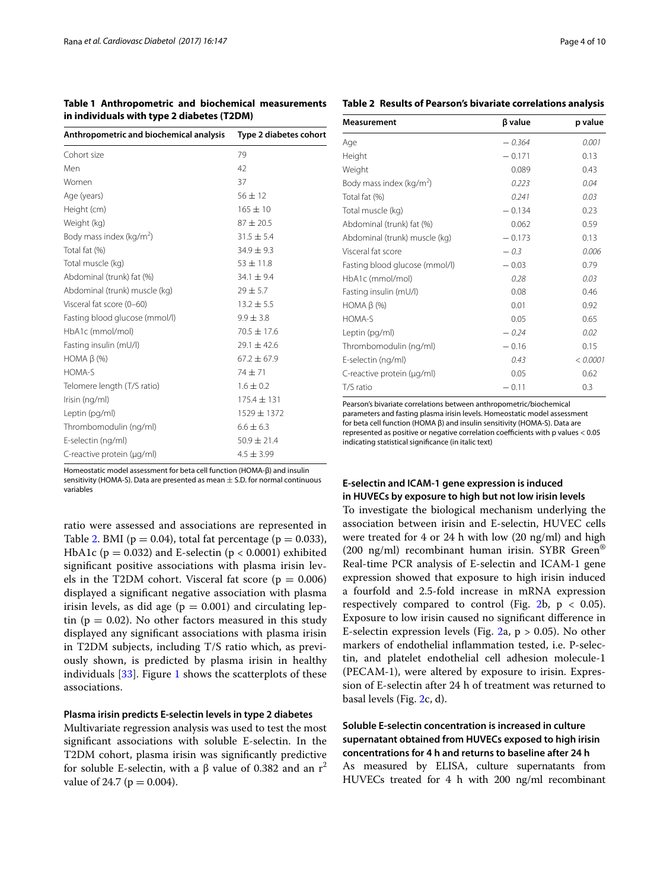**Table 1 Anthropometric and biochemical measurements in individuals with type 2 diabetes (T2DM)**

| Anthropometric and biochemical analysis | Type 2 diabetes cohort |
|---|---|
| Cohort size | 79 |
| Men | 42 |
| Women | 37 |
| Age (years) | 56 ± 12 |
| Height (cm) | 165 ± 10 |
| Weight (kg) | 87 ± 20.5 |
| Body mass index (kg/m$^2$) | 31.5 ± 5.4 |
| Total fat (%) | 34.9 ± 9.3 |
| Total muscle (kg) | 53 ± 11.8 |
| Abdominal (trunk) fat (%) | 34.1 ± 9.4 |
| Abdominal (trunk) muscle (kg) | 29 ± 5.7 |
| Visceral fat score (0–60) | 13.2 ± 5.5 |
| Fasting blood glucose (mmol/l) | 9.9 ± 3.8 |
| HbA1c (mmol/mol) | 70.5 ± 17.6 |
| Fasting insulin (mU/l) | 29.1 ± 42.6 |
| HOMA β (%) | 67.2 ± 67.9 |
| HOMA-S | 74 ± 71 |
| Telomere length (T/S ratio) | 1.6 ± 0.2 |
| Irisin (ng/ml) | 175.4 ± 131 |
| Leptin (pg/ml) | 1529 ± 1372 |
| Thrombomodulin (ng/ml) | 6.6 ± 6.3 |
| E-selectin (ng/ml) | 50.9 ± 21.4 |
| C-reactive protein (μg/ml) | 4.5 ± 3.99 |

Homeostatic model assessment for beta cell function (HOMA-β) and insulin sensitivity (HOMA-S). Data are presented as mean ± S.D. for normal continuous variables

ratio were assessed and associations are represented in Table 2. BMI ($p = 0.04$), total fat percentage ($p = 0.033$), HbA1c ($p = 0.032$) and E-selectin ($p < 0.0001$) exhibited significant positive associations with plasma irisin levels in the T2DM cohort. Visceral fat score ($p = 0.006$) displayed a significant negative association with plasma irisin levels, as did age ($p = 0.001$) and circulating leptin ($p = 0.02$). No other factors measured in this study displayed any significant associations with plasma irisin in T2DM subjects, including T/S ratio which, as previously shown, is predicted by plasma irisin in healthy individuals [33]. Figure 1 shows the scatterplots of these associations.

**Plasma irisin predicts E-selectin levels in type 2 diabetes**

Multivariate regression analysis was used to test the most significant associations with soluble E-selectin. In the T2DM cohort, plasma irisin was significantly predictive for soluble E-selectin, with a β value of 0.382 and an $r^2$ value of 24.7 ($p = 0.004$).

**Table 2 Results of Pearson's bivariate correlations analysis**

| Measurement | β value | p value |
|---|---|---|
| Age | *− 0.364* | *0.001* |
| Height | − 0.171 | 0.13 |
| Weight | 0.089 | 0.43 |
| Body mass index (kg/m$^2$) | *0.223* | *0.04* |
| Total fat (%) | *0.241* | *0.03* |
| Total muscle (kg) | − 0.134 | 0.23 |
| Abdominal (trunk) fat (%) | 0.062 | 0.59 |
| Abdominal (trunk) muscle (kg) | − 0.173 | 0.13 |
| Visceral fat score | *− 0.3* | *0.006* |
| Fasting blood glucose (mmol/l) | − 0.03 | 0.79 |
| HbA1c (mmol/mol) | *0.28* | *0.03* |
| Fasting insulin (mU/l) | 0.08 | 0.46 |
| HOMA β (%) | 0.01 | 0.92 |
| HOMA-S | 0.05 | 0.65 |
| Leptin (pg/ml) | *− 0.24* | *0.02* |
| Thrombomodulin (ng/ml) | − 0.16 | 0.15 |
| E-selectin (ng/ml) | *0.43* | *< 0.0001* |
| C-reactive protein (μg/ml) | 0.05 | 0.62 |
| T/S ratio | − 0.11 | 0.3 |

Pearson's bivariate correlations between anthropometric/biochemical parameters and fasting plasma irisin levels. Homeostatic model assessment for beta cell function (HOMA β) and insulin sensitivity (HOMA-S). Data are represented as positive or negative correlation coefficients with p values < 0.05 indicating statistical significance (in italic text)

**E-selectin and ICAM-1 gene expression is induced in HUVECs by exposure to high but not low irisin levels**

To investigate the biological mechanism underlying the association between irisin and E-selectin, HUVEC cells were treated for 4 or 24 h with low (20 ng/ml) and high (200 ng/ml) recombinant human irisin. SYBR Green® Real-time PCR analysis of E-selectin and ICAM-1 gene expression showed that exposure to high irisin induced a fourfold and 2.5-fold increase in mRNA expression respectively compared to control (Fig. 2b, $p < 0.05$). Exposure to low irisin caused no significant difference in E-selectin expression levels (Fig. 2a, $p > 0.05$). No other markers of endothelial inflammation tested, i.e. P-selectin, and platelet endothelial cell adhesion molecule-1 (PECAM-1), were altered by exposure to irisin. Expression of E-selectin after 24 h of treatment was returned to basal levels (Fig. 2c, d).

**Soluble E-selectin concentration is increased in culture supernatant obtained from HUVECs exposed to high irisin concentrations for 4 h and returns to baseline after 24 h**

As measured by ELISA, culture supernatants from HUVECs treated for 4 h with 200 ng/ml recombinant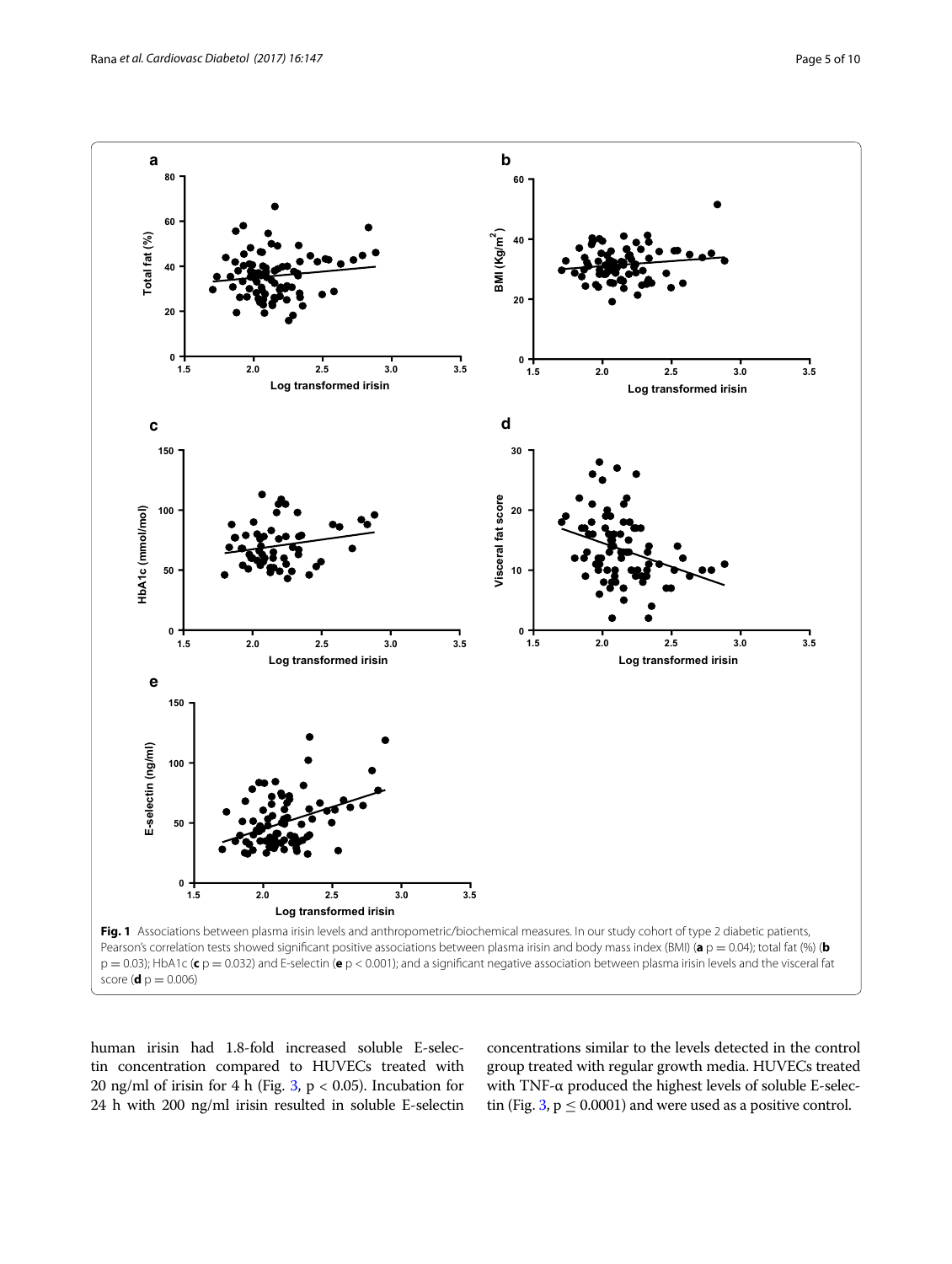**Fig. 1** Associations between plasma irisin levels and anthropometric/biochemical measures. In our study cohort of type 2 diabetic patients, Pearson's correlation tests showed significant positive associations between plasma irisin and body mass index (BMI) (**a** $p = 0.04$); total fat (%) (**b** $p = 0.03$); HbA1c (**c** $p = 0.032$) and E-selectin (**e** $p < 0.001$); and a significant negative association between plasma irisin levels and the visceral fat score (**d** $p = 0.006$)

human irisin had 1.8-fold increased soluble E-selectin concentration compared to HUVECs treated with 20 ng/ml of irisin for 4 h (Fig. 3, $p < 0.05$). Incubation for 24 h with 200 ng/ml irisin resulted in soluble E-selectin concentrations similar to the levels detected in the control group treated with regular growth media. HUVECs treated with TNF-α produced the highest levels of soluble E-selectin (Fig. 3, $p \leq 0.0001$) and were used as a positive control.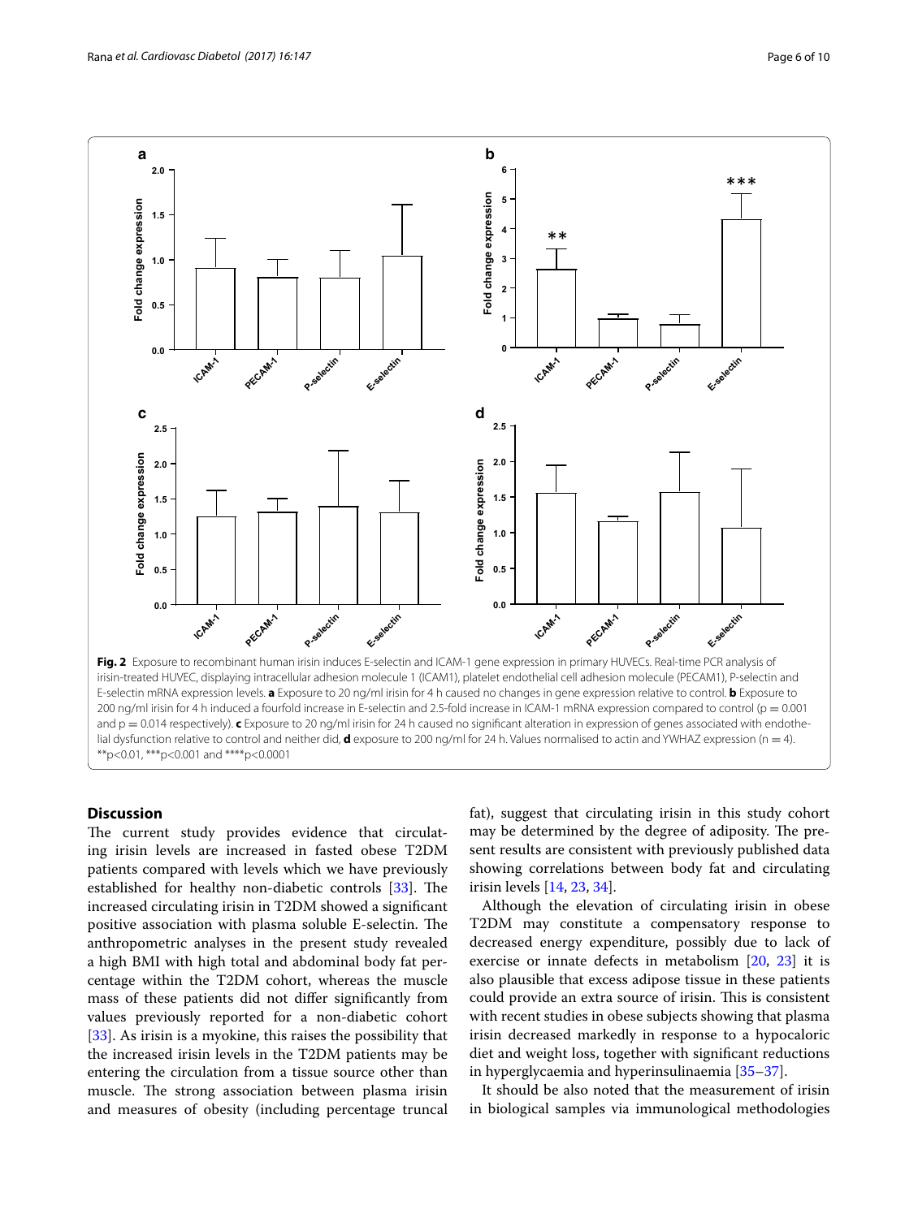**Fig. 2** Exposure to recombinant human irisin induces E-selectin and ICAM-1 gene expression in primary HUVECs. Real-time PCR analysis of irisin-treated HUVEC, displaying intracellular adhesion molecule 1 (ICAM1), platelet endothelial cell adhesion molecule (PECAM1), P-selectin and E-selectin mRNA expression levels. **a** Exposure to 20 ng/ml irisin for 4 h caused no changes in gene expression relative to control. **b** Exposure to 200 ng/ml irisin for 4 h induced a fourfold increase in E-selectin and 2.5-fold increase in ICAM-1 mRNA expression compared to control ($p = 0.001$ and $p = 0.014$ respectively). **c** Exposure to 20 ng/ml irisin for 24 h caused no significant alteration in expression of genes associated with endothelial dysfunction relative to control and neither did, **d** exposure to 200 ng/ml for 24 h. Values normalised to actin and YWHAZ expression (n = 4). **p<0.01, ***p<0.001 and ****p<0.0001

## Discussion

The current study provides evidence that circulating irisin levels are increased in fasted obese T2DM patients compared with levels which we have previously established for healthy non-diabetic controls [33]. The increased circulating irisin in T2DM showed a significant positive association with plasma soluble E-selectin. The anthropometric analyses in the present study revealed a high BMI with high total and abdominal body fat percentage within the T2DM cohort, whereas the muscle mass of these patients did not differ significantly from values previously reported for a non-diabetic cohort [33]. As irisin is a myokine, this raises the possibility that the increased irisin levels in the T2DM patients may be entering the circulation from a tissue source other than muscle. The strong association between plasma irisin and measures of obesity (including percentage truncal fat), suggest that circulating irisin in this study cohort may be determined by the degree of adiposity. The present results are consistent with previously published data showing correlations between body fat and circulating irisin levels [14, 23, 34].

Although the elevation of circulating irisin in obese T2DM may constitute a compensatory response to decreased energy expenditure, possibly due to lack of exercise or innate defects in metabolism [20, 23] it is also plausible that excess adipose tissue in these patients could provide an extra source of irisin. This is consistent with recent studies in obese subjects showing that plasma irisin decreased markedly in response to a hypocaloric diet and weight loss, together with significant reductions in hyperglycaemia and hyperinsulinaemia [35–37].

It should be also noted that the measurement of irisin in biological samples via immunological methodologies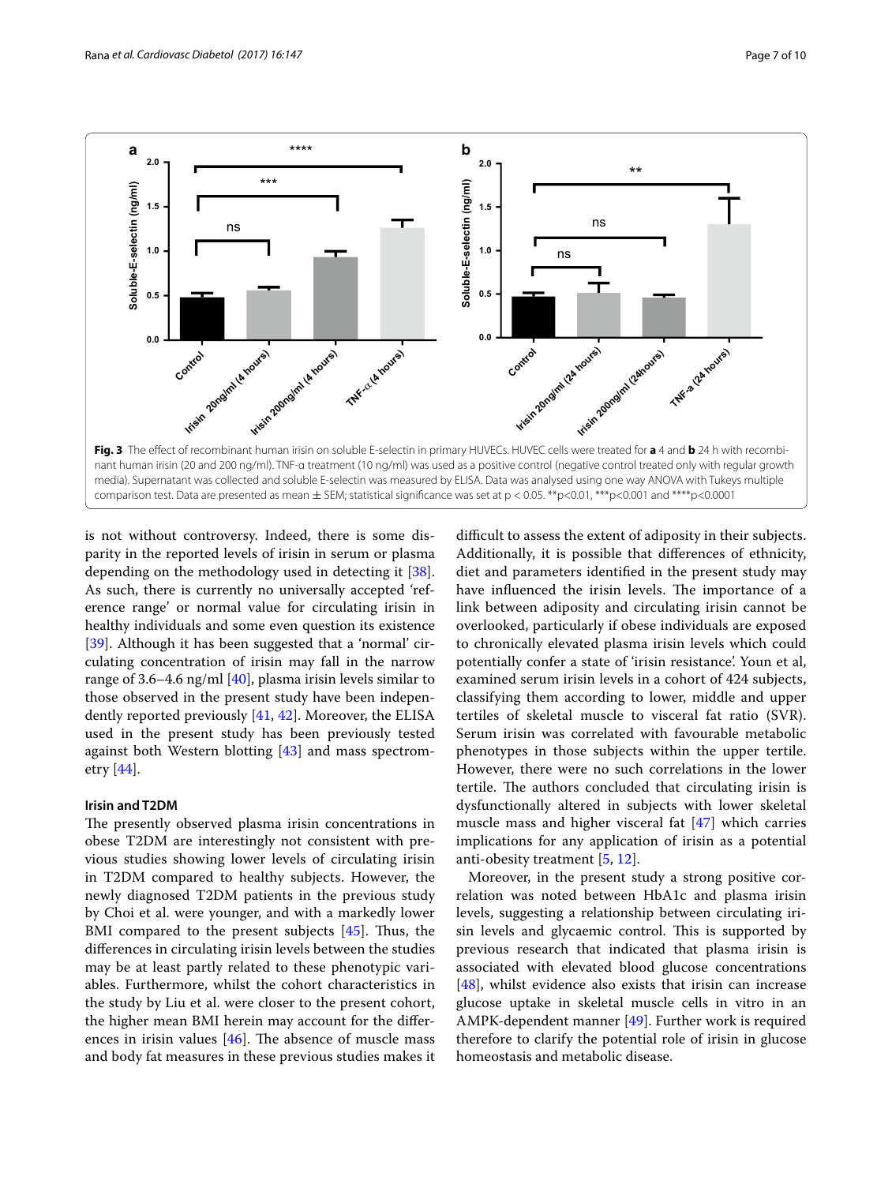Fig. 3 The effect of recombinant human irisin on soluble E-selectin in primary HUVECs. HUVEC cells were treated for **a** 4 and **b** 24 h with recombinant human irisin (20 and 200 ng/ml). TNF-α treatment (10 ng/ml) was used as a positive control (negative control treated only with regular growth media). Supernatant was collected and soluble E-selectin was measured by ELISA. Data was analysed using one way ANOVA with Tukeys multiple comparison test. Data are presented as mean ± SEM; statistical significance was set at $p < 0.05$. **$p<0.01$, ***$p<0.001$ and ****$p<0.0001$

is not without controversy. Indeed, there is some disparity in the reported levels of irisin in serum or plasma depending on the methodology used in detecting it [38]. As such, there is currently no universally accepted 'reference range' or normal value for circulating irisin in healthy individuals and some even question its existence [39]. Although it has been suggested that a 'normal' circulating concentration of irisin may fall in the narrow range of 3.6–4.6 ng/ml [40], plasma irisin levels similar to those observed in the present study have been independently reported previously [41, 42]. Moreover, the ELISA used in the present study has been previously tested against both Western blotting [43] and mass spectrometry [44].

### Irisin and T2DM

The presently observed plasma irisin concentrations in obese T2DM are interestingly not consistent with previous studies showing lower levels of circulating irisin in T2DM compared to healthy subjects. However, the newly diagnosed T2DM patients in the previous study by Choi et al. were younger, and with a markedly lower BMI compared to the present subjects [45]. Thus, the differences in circulating irisin levels between the studies may be at least partly related to these phenotypic variables. Furthermore, whilst the cohort characteristics in the study by Liu et al. were closer to the present cohort, the higher mean BMI herein may account for the differences in irisin values [46]. The absence of muscle mass and body fat measures in these previous studies makes it difficult to assess the extent of adiposity in their subjects. Additionally, it is possible that differences of ethnicity, diet and parameters identified in the present study may have influenced the irisin levels. The importance of a link between adiposity and circulating irisin cannot be overlooked, particularly if obese individuals are exposed to chronically elevated plasma irisin levels which could potentially confer a state of 'irisin resistance'. Youn et al, examined serum irisin levels in a cohort of 424 subjects, classifying them according to lower, middle and upper tertiles of skeletal muscle to visceral fat ratio (SVR). Serum irisin was correlated with favourable metabolic phenotypes in those subjects within the upper tertile. However, there were no such correlations in the lower tertile. The authors concluded that circulating irisin is dysfunctionally altered in subjects with lower skeletal muscle mass and higher visceral fat [47] which carries implications for any application of irisin as a potential anti-obesity treatment [5, 12].

Moreover, in the present study a strong positive correlation was noted between HbA1c and plasma irisin levels, suggesting a relationship between circulating irisin levels and glycaemic control. This is supported by previous research that indicated that plasma irisin is associated with elevated blood glucose concentrations [48], whilst evidence also exists that irisin can increase glucose uptake in skeletal muscle cells in vitro in an AMPK-dependent manner [49]. Further work is required therefore to clarify the potential role of irisin in glucose homeostasis and metabolic disease.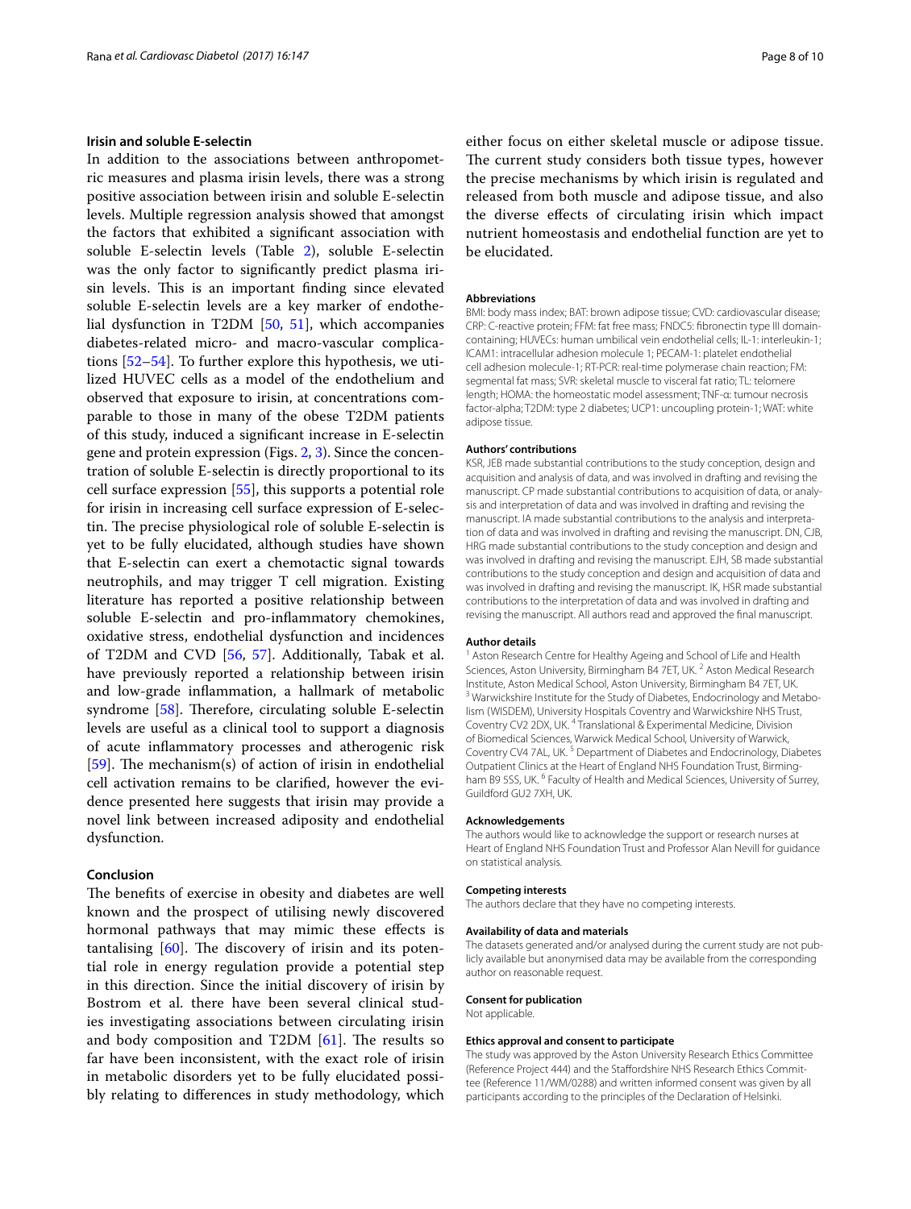### Irisin and soluble E-selectin

In addition to the associations between anthropometric measures and plasma irisin levels, there was a strong positive association between irisin and soluble E-selectin levels. Multiple regression analysis showed that amongst the factors that exhibited a significant association with soluble E-selectin levels (Table 2), soluble E-selectin was the only factor to significantly predict plasma irisin levels. This is an important finding since elevated soluble E-selectin levels are a key marker of endothelial dysfunction in T2DM [50, 51], which accompanies diabetes-related micro- and macro-vascular complications [52–54]. To further explore this hypothesis, we utilized HUVEC cells as a model of the endothelium and observed that exposure to irisin, at concentrations comparable to those in many of the obese T2DM patients of this study, induced a significant increase in E-selectin gene and protein expression (Figs. 2, 3). Since the concentration of soluble E-selectin is directly proportional to its cell surface expression [55], this supports a potential role for irisin in increasing cell surface expression of E-selectin. The precise physiological role of soluble E-selectin is yet to be fully elucidated, although studies have shown that E-selectin can exert a chemotactic signal towards neutrophils, and may trigger T cell migration. Existing literature has reported a positive relationship between soluble E-selectin and pro-inflammatory chemokines, oxidative stress, endothelial dysfunction and incidences of T2DM and CVD [56, 57]. Additionally, Tabak et al. have previously reported a relationship between irisin and low-grade inflammation, a hallmark of metabolic syndrome [58]. Therefore, circulating soluble E-selectin levels are useful as a clinical tool to support a diagnosis of acute inflammatory processes and atherogenic risk [59]. The mechanism(s) of action of irisin in endothelial cell activation remains to be clarified, however the evidence presented here suggests that irisin may provide a novel link between increased adiposity and endothelial dysfunction.

## Conclusion

The benefits of exercise in obesity and diabetes are well known and the prospect of utilising newly discovered hormonal pathways that may mimic these effects is tantalising [60]. The discovery of irisin and its potential role in energy regulation provide a potential step in this direction. Since the initial discovery of irisin by Bostrom et al. there have been several clinical studies investigating associations between circulating irisin and body composition and T2DM [61]. The results so far have been inconsistent, with the exact role of irisin in metabolic disorders yet to be fully elucidated possibly relating to differences in study methodology, which either focus on either skeletal muscle or adipose tissue. The current study considers both tissue types, however the precise mechanisms by which irisin is regulated and released from both muscle and adipose tissue, and also the diverse effects of circulating irisin which impact nutrient homeostasis and endothelial function are yet to be elucidated.

#### Abbreviations

BMI: body mass index; BAT: brown adipose tissue; CVD: cardiovascular disease; CRP: C-reactive protein; FFM: fat free mass; FNDC5: fibronectin type III domain-containing; HUVECs: human umbilical vein endothelial cells; IL-1: interleukin-1; ICAM1: intracellular adhesion molecule 1; PECAM-1: platelet endothelial cell adhesion molecule-1; RT-PCR: real-time polymerase chain reaction; FM: segmental fat mass; SVR: skeletal muscle to visceral fat ratio; TL: telomere length; HOMA: the homeostatic model assessment; TNF-α: tumour necrosis factor-alpha; T2DM: type 2 diabetes; UCP1: uncoupling protein-1; WAT: white adipose tissue.

#### Authors' contributions

KSR, JEB made substantial contributions to the study conception, design and acquisition and analysis of data, and was involved in drafting and revising the manuscript. CP made substantial contributions to acquisition of data, or analysis and interpretation of data and was involved in drafting and revising the manuscript. IA made substantial contributions to the analysis and interpretation of data and was involved in drafting and revising the manuscript. DN, CJB, HRG made substantial contributions to the study conception and design and was involved in drafting and revising the manuscript. EJH, SB made substantial contributions to the study conception and design and acquisition of data and was involved in drafting and revising the manuscript. IK, HSR made substantial contributions to the interpretation of data and was involved in drafting and revising the manuscript. All authors read and approved the final manuscript.

#### Author details

[1] Aston Research Centre for Healthy Ageing and School of Life and Health Sciences, Aston University, Birmingham B4 7ET, UK. [2] Aston Medical Research Institute, Aston Medical School, Aston University, Birmingham B4 7ET, UK. [3] Warwickshire Institute for the Study of Diabetes, Endocrinology and Metabolism (WISDEM), University Hospitals Coventry and Warwickshire NHS Trust, Coventry CV2 2DX, UK. [4] Translational & Experimental Medicine, Division of Biomedical Sciences, Warwick Medical School, University of Warwick, Coventry CV4 7AL, UK. [5] Department of Diabetes and Endocrinology, Diabetes Outpatient Clinics at the Heart of England NHS Foundation Trust, Birmingham B9 5SS, UK. [6] Faculty of Health and Medical Sciences, University of Surrey, Guildford GU2 7XH, UK.

#### Acknowledgements

The authors would like to acknowledge the support or research nurses at Heart of England NHS Foundation Trust and Professor Alan Nevill for guidance on statistical analysis.

#### Competing interests

The authors declare that they have no competing interests.

#### Availability of data and materials

The datasets generated and/or analysed during the current study are not publicly available but anonymised data may be available from the corresponding author on reasonable request.

#### Consent for publication

Not applicable.

#### Ethics approval and consent to participate

The study was approved by the Aston University Research Ethics Committee (Reference Project 444) and the Staffordshire NHS Research Ethics Committee (Reference 11/WM/0288) and written informed consent was given by all participants according to the principles of the Declaration of Helsinki.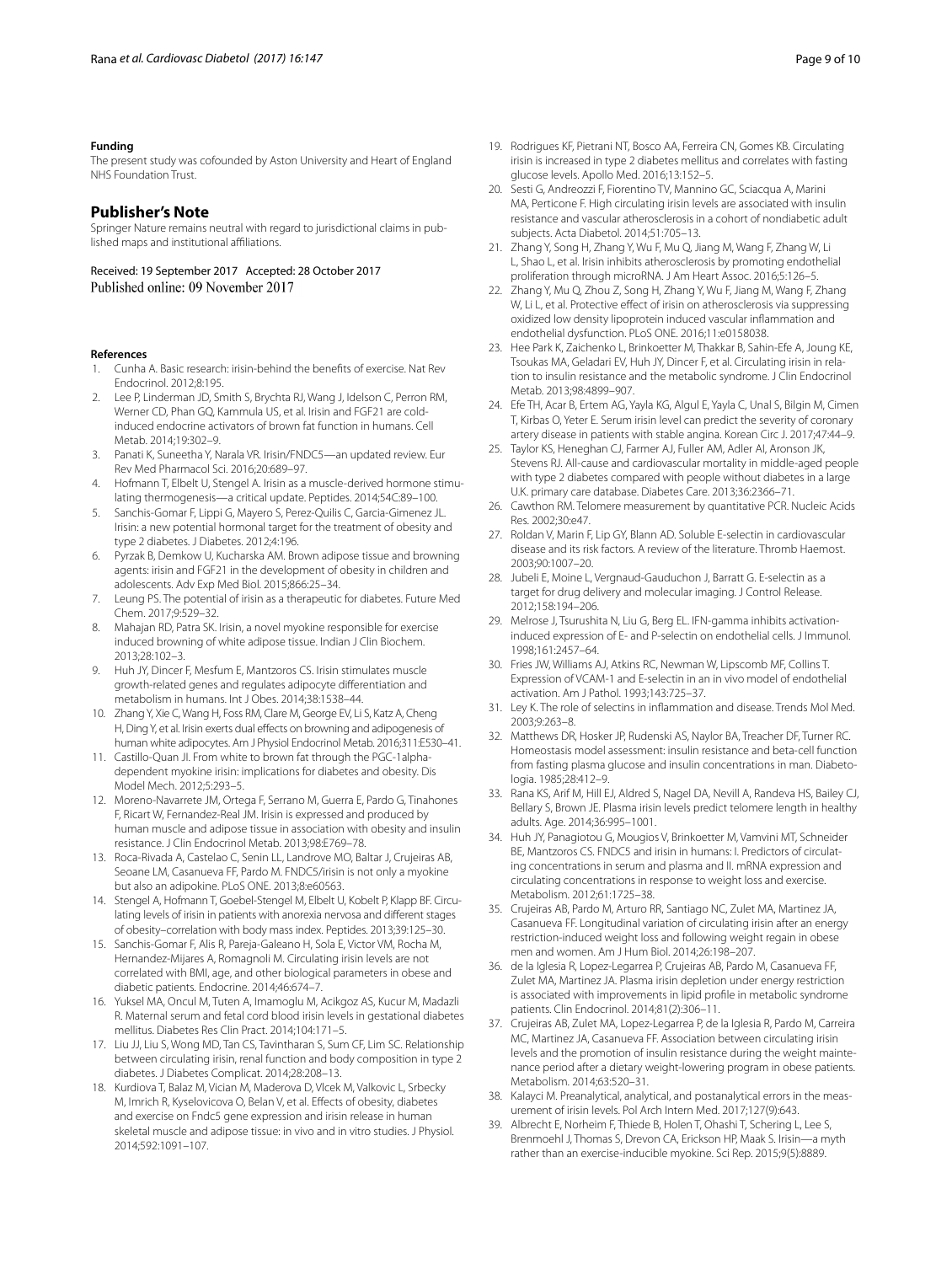#### Funding

The present study was cofounded by Aston University and Heart of England NHS Foundation Trust.

## Publisher's Note

Springer Nature remains neutral with regard to jurisdictional claims in published maps and institutional affiliations.

Received: 19 September 2017 Accepted: 28 October 2017
Published online: 09 November 2017

#### References

1. Cunha A. Basic research: irisin-behind the benefits of exercise. Nat Rev Endocrinol. 2012;8:195.
2. Lee P, Linderman JD, Smith S, Brychta RJ, Wang J, Idelson C, Perron RM, Werner CD, Phan GQ, Kammula US, et al. Irisin and FGF21 are cold-induced endocrine activators of brown fat function in humans. Cell Metab. 2014;19:302–9.
3. Panati K, Suneetha Y, Narala VR. Irisin/FNDC5—an updated review. Eur Rev Med Pharmacol Sci. 2016;20:689–97.
4. Hofmann T, Elbelt U, Stengel A. Irisin as a muscle-derived hormone stimulating thermogenesis—a critical update. Peptides. 2014;54C:89–100.
5. Sanchis-Gomar F, Lippi G, Mayero S, Perez-Quilis C, Garcia-Gimenez JL. Irisin: a new potential hormonal target for the treatment of obesity and type 2 diabetes. J Diabetes. 2012;4:196.
6. Pyrzak B, Demkow U, Kucharska AM. Brown adipose tissue and browning agents: irisin and FGF21 in the development of obesity in children and adolescents. Adv Exp Med Biol. 2015;866:25–34.
7. Leung PS. The potential of irisin as a therapeutic for diabetes. Future Med Chem. 2017;9:529–32.
8. Mahajan RD, Patra SK. Irisin, a novel myokine responsible for exercise induced browning of white adipose tissue. Indian J Clin Biochem. 2013;28:102–3.
9. Huh JY, Dincer F, Mesfum E, Mantzoros CS. Irisin stimulates muscle growth-related genes and regulates adipocyte differentiation and metabolism in humans. Int J Obes. 2014;38:1538–44.
10. Zhang Y, Xie C, Wang H, Foss RM, Clare M, George EV, Li S, Katz A, Cheng H, Ding Y, et al. Irisin exerts dual effects on browning and adipogenesis of human white adipocytes. Am J Physiol Endocrinol Metab. 2016;311:E530–41.
11. Castillo-Quan JI. From white to brown fat through the PGC-1alpha-dependent myokine irisin: implications for diabetes and obesity. Dis Model Mech. 2012;5:293–5.
12. Moreno-Navarrete JM, Ortega F, Serrano M, Guerra E, Pardo G, Tinahones F, Ricart W, Fernandez-Real JM. Irisin is expressed and produced by human muscle and adipose tissue in association with obesity and insulin resistance. J Clin Endocrinol Metab. 2013;98:E769–78.
13. Roca-Rivada A, Castelao C, Senin LL, Landrove MO, Baltar J, Crujeiras AB, Seoane LM, Casanueva FF, Pardo M. FNDC5/irisin is not only a myokine but also an adipokine. PLoS ONE. 2013;8:e60563.
14. Stengel A, Hofmann T, Goebel-Stengel M, Elbelt U, Kobelt P, Klapp BF. Circulating levels of irisin in patients with anorexia nervosa and different stages of obesity–correlation with body mass index. Peptides. 2013;39:125–30.
15. Sanchis-Gomar F, Alis R, Pareja-Galeano H, Sola E, Victor VM, Rocha M, Hernandez-Mijares A, Romagnoli M. Circulating irisin levels are not correlated with BMI, age, and other biological parameters in obese and diabetic patients. Endocrine. 2014;46:674–7.
16. Yuksel MA, Oncul M, Tuten A, Imamoglu M, Acikgoz AS, Kucur M, Madazli R. Maternal serum and fetal cord blood irisin levels in gestational diabetes mellitus. Diabetes Res Clin Pract. 2014;104:171–5.
17. Liu JJ, Liu S, Wong MD, Tan CS, Tavintharan S, Sum CF, Lim SC. Relationship between circulating irisin, renal function and body composition in type 2 diabetes. J Diabetes Complicat. 2014;28:208–13.
18. Kurdiova T, Balaz M, Vician M, Maderova D, Vlcek M, Valkovic L, Srbecky M, Imrich R, Kyselovicova O, Belan V, et al. Effects of obesity, diabetes and exercise on Fndc5 gene expression and irisin release in human skeletal muscle and adipose tissue: in vivo and in vitro studies. J Physiol. 2014;592:1091–107.
19. Rodrigues KF, Pietrani NT, Bosco AA, Ferreira CN, Gomes KB. Circulating irisin is increased in type 2 diabetes mellitus and correlates with fasting glucose levels. Apollo Med. 2016;13:152–5.
20. Sesti G, Andreozzi F, Fiorentino TV, Mannino GC, Sciacqua A, Marini MA, Perticone F. High circulating irisin levels are associated with insulin resistance and vascular atherosclerosis in a cohort of nondiabetic adult subjects. Acta Diabetol. 2014;51:705–13.
21. Zhang Y, Song H, Zhang Y, Wu F, Mu Q, Jiang M, Wang F, Zhang W, Li L, Shao L, et al. Irisin inhibits atherosclerosis by promoting endothelial proliferation through microRNA. J Am Heart Assoc. 2016;5:126–5.
22. Zhang Y, Mu Q, Zhou Z, Song H, Zhang Y, Wu F, Jiang M, Wang F, Zhang W, Li L, et al. Protective effect of irisin on atherosclerosis via suppressing oxidized low density lipoprotein induced vascular inflammation and endothelial dysfunction. PLoS ONE. 2016;11:e0158038.
23. Hee Park K, Zaichenko L, Brinkoetter M, Thakkar B, Sahin-Efe A, Joung KE, Tsoukas MA, Geladari EV, Huh JY, Dincer F, et al. Circulating irisin in relation to insulin resistance and the metabolic syndrome. J Clin Endocrinol Metab. 2013;98:4899–907.
24. Efe TH, Acar B, Ertem AG, Yayla KG, Algul E, Yayla C, Unal S, Bilgin M, Cimen T, Kirbas O, Yeter E. Serum irisin level can predict the severity of coronary artery disease in patients with stable angina. Korean Circ J. 2017;47:44–9.
25. Taylor KS, Heneghan CJ, Farmer AJ, Fuller AM, Adler AI, Aronson JK, Stevens RJ. All-cause and cardiovascular mortality in middle-aged people with type 2 diabetes compared with people without diabetes in a large U.K. primary care database. Diabetes Care. 2013;36:2366–71.
26. Cawthon RM. Telomere measurement by quantitative PCR. Nucleic Acids Res. 2002;30:e47.
27. Roldan V, Marin F, Lip GY, Blann AD. Soluble E-selectin in cardiovascular disease and its risk factors. A review of the literature. Thromb Haemost. 2003;90:1007–20.
28. Jubeli E, Moine L, Vergnaud-Gauduchon J, Barratt G. E-selectin as a target for drug delivery and molecular imaging. J Control Release. 2012;158:194–206.
29. Melrose J, Tsurushita N, Liu G, Berg EL. IFN-gamma inhibits activation-induced expression of E- and P-selectin on endothelial cells. J Immunol. 1998;161:2457–64.
30. Fries JW, Williams AJ, Atkins RC, Newman W, Lipscomb MF, Collins T. Expression of VCAM-1 and E-selectin in an in vivo model of endothelial activation. Am J Pathol. 1993;143:725–37.
31. Ley K. The role of selectins in inflammation and disease. Trends Mol Med. 2003;9:263–8.
32. Matthews DR, Hosker JP, Rudenski AS, Naylor BA, Treacher DF, Turner RC. Homeostasis model assessment: insulin resistance and beta-cell function from fasting plasma glucose and insulin concentrations in man. Diabetologia. 1985;28:412–9.
33. Rana KS, Arif M, Hill EJ, Aldred S, Nagel DA, Nevill A, Randeva HS, Bailey CJ, Bellary S, Brown JE. Plasma irisin levels predict telomere length in healthy adults. Age. 2014;36:995–1001.
34. Huh JY, Panagiotou G, Mougios V, Brinkoetter M, Vamvini MT, Schneider BE, Mantzoros CS. FNDC5 and irisin in humans: I. Predictors of circulating concentrations in serum and plasma and II. mRNA expression and circulating concentrations in response to weight loss and exercise. Metabolism. 2012;61:1725–38.
35. Crujeiras AB, Pardo M, Arturo RR, Santiago NC, Zulet MA, Martinez JA, Casanueva FF. Longitudinal variation of circulating irisin after an energy restriction-induced weight loss and following weight regain in obese men and women. Am J Hum Biol. 2014;26:198–207.
36. de la Iglesia R, Lopez-Legarrea P, Crujeiras AB, Pardo M, Casanueva FF, Zulet MA, Martinez JA. Plasma irisin depletion under energy restriction is associated with improvements in lipid profile in metabolic syndrome patients. Clin Endocrinol. 2014;81(2):306–11.
37. Crujeiras AB, Zulet MA, Lopez-Legarrea P, de la Iglesia R, Pardo M, Carreira MC, Martinez JA, Casanueva FF. Association between circulating irisin levels and the promotion of insulin resistance during the weight maintenance period after a dietary weight-lowering program in obese patients. Metabolism. 2014;63:520–31.
38. Kalayci M. Preanalytical, analytical, and postanalytical errors in the measurement of irisin levels. Pol Arch Intern Med. 2017;127(9):643.
39. Albrecht E, Norheim F, Thiede B, Holen T, Ohashi T, Schering L, Lee S, Brenmoehl J, Thomas S, Drevon CA, Erickson HP, Maak S. Irisin—a myth rather than an exercise-inducible myokine. Sci Rep. 2015;9(5):8889.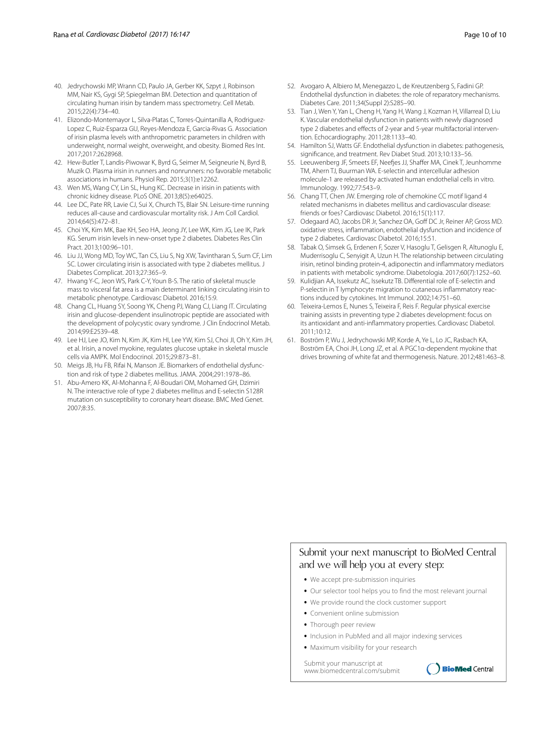40. Jedrychowski MP, Wrann CD, Paulo JA, Gerber KK, Szpyt J, Robinson MM, Nair KS, Gygi SP, Spiegelman BM. Detection and quantitation of circulating human irisin by tandem mass spectrometry. Cell Metab. 2015;22(4):734–40.
41. Elizondo-Montemayor L, Silva-Platas C, Torres-Quintanilla A, Rodriguez-Lopez C, Ruiz-Esparza GU, Reyes-Mendoza E, Garcia-Rivas G. Association of irisin plasma levels with anthropometric parameters in children with underweight, normal weight, overweight, and obesity. Biomed Res Int. 2017;2017:2628968.
42. Hew-Butler T, Landis-Piwowar K, Byrd G, Seimer M, Seigneurie N, Byrd B, Muzik O. Plasma irisin in runners and nonrunners: no favorable metabolic associations in humans. Physiol Rep. 2015;3(1):e12262.
43. Wen MS, Wang CY, Lin SL, Hung KC. Decrease in irisin in patients with chronic kidney disease. PLoS ONE. 2013;8(5):e64025.
44. Lee DC, Pate RR, Lavie CJ, Sui X, Church TS, Blair SN. Leisure-time running reduces all-cause and cardiovascular mortality risk. J Am Coll Cardiol. 2014;64(5):472–81.
45. Choi YK, Kim MK, Bae KH, Seo HA, Jeong JY, Lee WK, Kim JG, Lee IK, Park KG. Serum irisin levels in new-onset type 2 diabetes. Diabetes Res Clin Pract. 2013;100:96–101.
46. Liu JJ, Wong MD, Toy WC, Tan CS, Liu S, Ng XW, Tavintharan S, Sum CF, Lim SC. Lower circulating irisin is associated with type 2 diabetes mellitus. J Diabetes Complicat. 2013;27:365–9.
47. Hwang Y-C, Jeon WS, Park C-Y, Youn B-S. The ratio of skeletal muscle mass to visceral fat area is a main determinant linking circulating irisin to metabolic phenotype. Cardiovasc Diabetol. 2016;15:9.
48. Chang CL, Huang SY, Soong YK, Cheng PJ, Wang CJ, Liang IT. Circulating irisin and glucose-dependent insulinotropic peptide are associated with the development of polycystic ovary syndrome. J Clin Endocrinol Metab. 2014;99:E2539–48.
49. Lee HJ, Lee JO, Kim N, Kim JK, Kim HI, Lee YW, Kim SJ, Choi JI, Oh Y, Kim JH, et al. Irisin, a novel myokine, regulates glucose uptake in skeletal muscle cells via AMPK. Mol Endocrinol. 2015;29:873–81.
50. Meigs JB, Hu FB, Rifai N, Manson JE. Biomarkers of endothelial dysfunction and risk of type 2 diabetes mellitus. JAMA. 2004;291:1978–86.
51. Abu-Amero KK, Al-Mohanna F, Al-Boudari OM, Mohamed GH, Dzimiri N. The interactive role of type 2 diabetes mellitus and E-selectin S128R mutation on susceptibility to coronary heart disease. BMC Med Genet. 2007;8:35.
52. Avogaro A, Albiero M, Menegazzo L, de Kreutzenberg S, Fadini GP. Endothelial dysfunction in diabetes: the role of reparatory mechanisms. Diabetes Care. 2011;34(Suppl 2):S285–90.
53. Tian J, Wen Y, Yan L, Cheng H, Yang H, Wang J, Kozman H, Villarreal D, Liu K. Vascular endothelial dysfunction in patients with newly diagnosed type 2 diabetes and effects of 2-year and 5-year multifactorial intervention. Echocardiography. 2011;28:1133–40.
54. Hamilton SJ, Watts GF. Endothelial dysfunction in diabetes: pathogenesis, significance, and treatment. Rev Diabet Stud. 2013;10:133–56.
55. Leeuwenberg JF, Smeets EF, Neefjes JJ, Shaffer MA, Cinek T, Jeunhomme TM, Ahern TJ, Buurman WA. E-selectin and intercellular adhesion molecule-1 are released by activated human endothelial cells in vitro. Immunology. 1992;77:543–9.
56. Chang TT, Chen JW. Emerging role of chemokine CC motif ligand 4 related mechanisms in diabetes mellitus and cardiovascular disease: friends or foes? Cardiovasc Diabetol. 2016;15(1):117.
57. Odegaard AO, Jacobs DR Jr, Sanchez OA, Goff DC Jr, Reiner AP, Gross MD. oxidative stress, inflammation, endothelial dysfunction and incidence of type 2 diabetes. Cardiovasc Diabetol. 2016;15:51.
58. Tabak O, Simsek G, Erdenen F, Sozer V, Hasoglu T, Gelisgen R, Altunoglu E, Muderrisoglu C, Senyigit A, Uzun H. The relationship between circulating irisin, retinol binding protein-4, adiponectin and inflammatory mediators in patients with metabolic syndrome. Diabetologia. 2017;60(7):1252–60.
59. Kulidjian AA, Issekutz AC, Issekutz TB. Differential role of E-selectin and P-selectin in T lymphocyte migration to cutaneous inflammatory reactions induced by cytokines. Int Immunol. 2002;14:751–60.
60. Teixeira-Lemos E, Nunes S, Teixeira F, Reis F. Regular physical exercise training assists in preventing type 2 diabetes development: focus on its antioxidant and anti-inflammatory properties. Cardiovasc Diabetol. 2011;10:12.
61. Boström P, Wu J, Jedrychowski MP, Korde A, Ye L, Lo JC, Rasbach KA, Boström EA, Choi JH, Long JZ, et al. A PGC1α-dependent myokine that drives browning of white fat and thermogenesis. Nature. 2012;481:463–8.

Submit your next manuscript to BioMed Central and we will help you at every step:

- We accept pre-submission inquiries
- Our selector tool helps you to find the most relevant journal
- We provide round the clock customer support
- Convenient online submission
- Thorough peer review
- Inclusion in PubMed and all major indexing services
- Maximum visibility for your research

Submit your manuscript at
www.biomedcentral.com/submit

BioMed Central